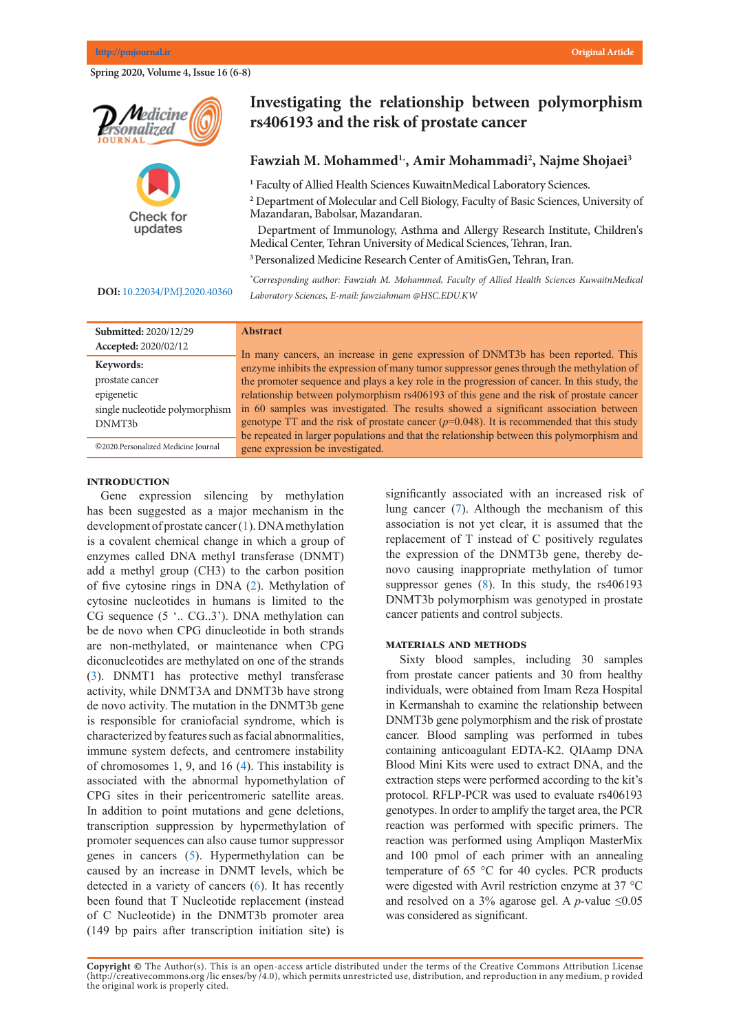# Investigating the relationship between polymorphism rs406193 and the risk of prostate cancer

**Fawziah M. Mohammed[1*], Amir Mohammadi[2], Najme Shojaei[3]**

[1] Faculty of Allied Health Sciences KuwaitnMedical Laboratory Sciences.
[2] Department of Molecular and Cell Biology, Faculty of Basic Sciences, University of Mazandaran, Babolsar, Mazandaran.
Department of Immunology, Asthma and Allergy Research Institute, Children's Medical Center, Tehran University of Medical Sciences, Tehran, Iran.
[3] Personalized Medicine Research Center of AmitisGen, Tehran, Iran.

*Corresponding author: Fawziah M. Mohammed, Faculty of Allied Health Sciences KuwaitnMedical Laboratory Sciences, E-mail: fawziahmam @HSC.EDU.KW*

**DOI:** 10.22034/PMJ.2020.40360

**Submitted:** 2020/12/29
**Accepted:** 2020/02/12

**Keywords:**
prostate cancer
epigenetic
single nucleotide polymorphism
DNMT3b

©2020.Personalized Medicine Journal

## Abstract

In many cancers, an increase in gene expression of DNMT3b has been reported. This enzyme inhibits the expression of many tumor suppressor genes through the methylation of the promoter sequence and plays a key role in the progression of cancer. In this study, the relationship between polymorphism rs406193 of this gene and the risk of prostate cancer in 60 samples was investigated. The results showed a significant association between genotype TT and the risk of prostate cancer ($p$=0.048). It is recommended that this study be repeated in larger populations and that the relationship between this polymorphism and gene expression be investigated.

## INTRODUCTION

Gene expression silencing by methylation has been suggested as a major mechanism in the development of prostate cancer (1). DNA methylation is a covalent chemical change in which a group of enzymes called DNA methyl transferase (DNMT) add a methyl group (CH3) to the carbon position of five cytosine rings in DNA (2). Methylation of cytosine nucleotides in humans is limited to the CG sequence (5 '.. CG..3'). DNA methylation can be de novo when CPG dinucleotide in both strands are non-methylated, or maintenance when CPG diconucleotides are methylated on one of the strands (3). DNMT1 has protective methyl transferase activity, while DNMT3A and DNMT3b have strong de novo activity. The mutation in the DNMT3b gene is responsible for craniofacial syndrome, which is characterized by features such as facial abnormalities, immune system defects, and centromere instability of chromosomes 1, 9, and 16 (4). This instability is associated with the abnormal hypomethylation of CPG sites in their pericentromeric satellite areas. In addition to point mutations and gene deletions, transcription suppression by hypermethylation of promoter sequences can also cause tumor suppressor genes in cancers (5). Hypermethylation can be caused by an increase in DNMT levels, which be detected in a variety of cancers (6). It has recently been found that T Nucleotide replacement (instead of C Nucleotide) in the DNMT3b promoter area (149 bp pairs after transcription initiation site) is significantly associated with an increased risk of lung cancer (7). Although the mechanism of this association is not yet clear, it is assumed that the replacement of T instead of C positively regulates the expression of the DNMT3b gene, thereby de-novo causing inappropriate methylation of tumor suppressor genes (8). In this study, the rs406193 DNMT3b polymorphism was genotyped in prostate cancer patients and control subjects.

## MATERIALS AND METHODS

Sixty blood samples, including 30 samples from prostate cancer patients and 30 from healthy individuals, were obtained from Imam Reza Hospital in Kermanshah to examine the relationship between DNMT3b gene polymorphism and the risk of prostate cancer. Blood sampling was performed in tubes containing anticoagulant EDTA-K2. QIAamp DNA Blood Mini Kits were used to extract DNA, and the extraction steps were performed according to the kit's protocol. RFLP-PCR was used to evaluate rs406193 genotypes. In order to amplify the target area, the PCR reaction was performed with specific primers. The reaction was performed using Ampliqon MasterMix and 100 pmol of each primer with an annealing temperature of 65 °C for 40 cycles. PCR products were digested with Avril restriction enzyme at 37 °C and resolved on a 3% agarose gel. A $p$-value ≤0.05 was considered as significant.

**Copyright ©** The Author(s). This is an open-access article distributed under the terms of the Creative Commons Attribution License (http://creativecommons.org /lic enses/by /4.0), which permits unrestricted use, distribution, and reproduction in any medium, p rovided the original work is properly cited.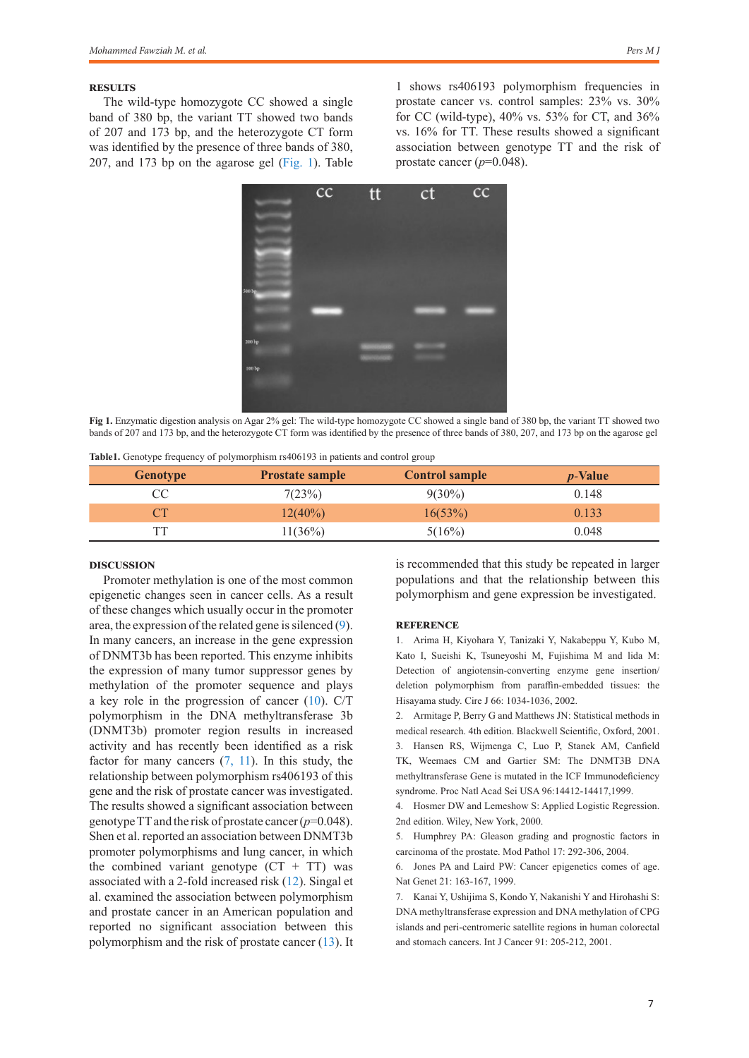## RESULTS

The wild-type homozygote CC showed a single band of 380 bp, the variant TT showed two bands of 207 and 173 bp, and the heterozygote CT form was identified by the presence of three bands of 380, 207, and 173 bp on the agarose gel (Fig. 1). Table 1 shows rs406193 polymorphism frequencies in prostate cancer vs. control samples: 23% vs. 30% for CC (wild-type), 40% vs. 53% for CT, and 36% vs. 16% for TT. These results showed a significant association between genotype TT and the risk of prostate cancer ($p$=0.048).

**Fig 1.** Enzymatic digestion analysis on Agar 2% gel: The wild-type homozygote CC showed a single band of 380 bp, the variant TT showed two bands of 207 and 173 bp, and the heterozygote CT form was identified by the presence of three bands of 380, 207, and 173 bp on the agarose gel

**Table1.** Genotype frequency of polymorphism rs406193 in patients and control group

| Genotype | Prostate sample | Control sample | $p$-Value |
|---|---|---|---|
| CC | 7(23%) | 9(30%) | 0.148 |
| CT | 12(40%) | 16(53%) | 0.133 |
| TT | 11(36%) | 5(16%) | 0.048 |

## DISCUSSION

Promoter methylation is one of the most common epigenetic changes seen in cancer cells. As a result of these changes which usually occur in the promoter area, the expression of the related gene is silenced (9). In many cancers, an increase in the gene expression of DNMT3b has been reported. This enzyme inhibits the expression of many tumor suppressor genes by methylation of the promoter sequence and plays a key role in the progression of cancer (10). C/T polymorphism in the DNA methyltransferase 3b (DNMT3b) promoter region results in increased activity and has recently been identified as a risk factor for many cancers (7, 11). In this study, the relationship between polymorphism rs406193 of this gene and the risk of prostate cancer was investigated. The results showed a significant association between genotype TT and the risk of prostate cancer ($p$=0.048). Shen et al. reported an association between DNMT3b promoter polymorphisms and lung cancer, in which the combined variant genotype (CT + TT) was associated with a 2-fold increased risk (12). Singal et al. examined the association between polymorphism and prostate cancer in an American population and reported no significant association between this polymorphism and the risk of prostate cancer (13). It is recommended that this study be repeated in larger populations and that the relationship between this polymorphism and gene expression be investigated.

## REFERENCE

1. Arima H, Kiyohara Y, Tanizaki Y, Nakabeppu Y, Kubo M, Kato I, Sueishi K, Tsuneyoshi M, Fujishima M and Iida M: Detection of angiotensin-converting enzyme gene insertion/deletion polymorphism from paraffin-embedded tissues: the Hisayama study. Circ J 66: 1034-1036, 2002.
2. Armitage P, Berry G and Matthews JN: Statistical methods in medical research. 4th edition. Blackwell Scientific, Oxford, 2001.
3. Hansen RS, Wijmenga C, Luo P, Stanek AM, Canfield TK, Weemaes CM and Gartier SM: The DNMT3B DNA methyltransferase Gene is mutated in the ICF Immunodeficiency syndrome. Proc Natl Acad Sei USA 96:14412-14417,1999.
4. Hosmer DW and Lemeshow S: Applied Logistic Regression. 2nd edition. Wiley, New York, 2000.
5. Humphrey PA: Gleason grading and prognostic factors in carcinoma of the prostate. Mod Pathol 17: 292-306, 2004.
6. Jones PA and Laird PW: Cancer epigenetics comes of age. Nat Genet 21: 163-167, 1999.
7. Kanai Y, Ushijima S, Kondo Y, Nakanishi Y and Hirohashi S: DNA methyltransferase expression and DNA methylation of CPG islands and peri-centromeric satellite regions in human colorectal and stomach cancers. Int J Cancer 91: 205-212, 2001.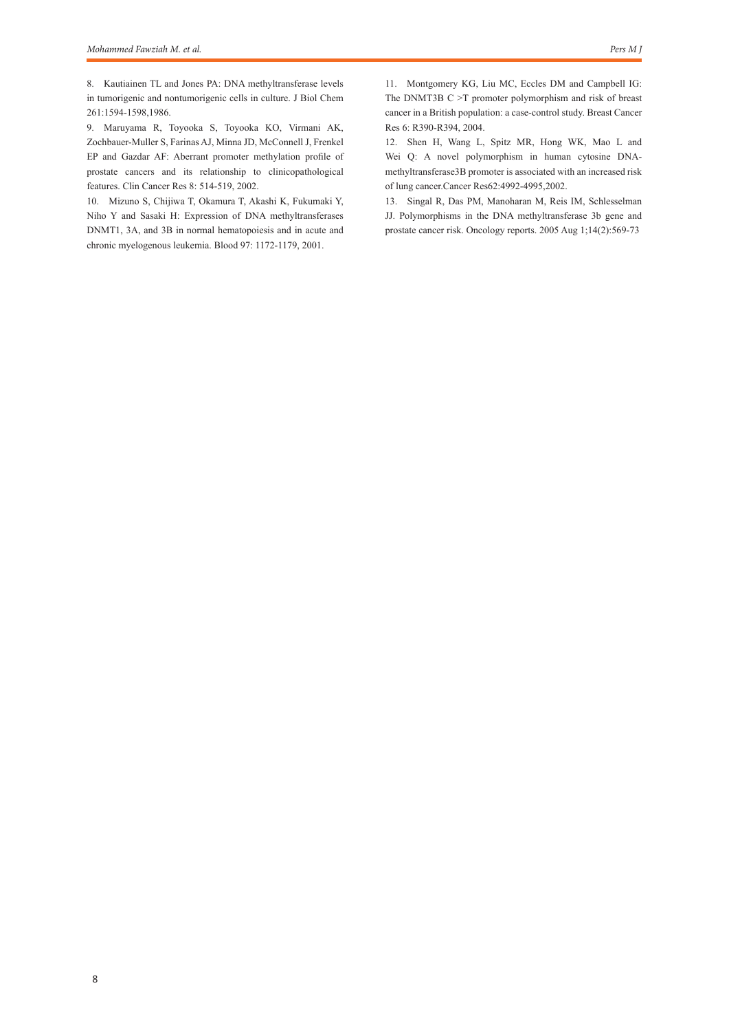8. Kautiainen TL and Jones PA: DNA methyltransferase levels in tumorigenic and nontumorigenic cells in culture. J Biol Chem 261:1594-1598,1986.

9. Maruyama R, Toyooka S, Toyooka KO, Virmani AK, Zochbauer-Muller S, Farinas AJ, Minna JD, McConnell J, Frenkel EP and Gazdar AF: Aberrant promoter methylation profile of prostate cancers and its relationship to clinicopathological features. Clin Cancer Res 8: 514-519, 2002.

10. Mizuno S, Chijiwa T, Okamura T, Akashi K, Fukumaki Y, Niho Y and Sasaki H: Expression of DNA methyltransferases DNMT1, 3A, and 3B in normal hematopoiesis and in acute and chronic myelogenous leukemia. Blood 97: 1172-1179, 2001.

11. Montgomery KG, Liu MC, Eccles DM and Campbell IG: The DNMT3B C >T promoter polymorphism and risk of breast cancer in a British population: a case-control study. Breast Cancer Res 6: R390-R394, 2004.

12. Shen H, Wang L, Spitz MR, Hong WK, Mao L and Wei Q: A novel polymorphism in human cytosine DNA-methyltransferase3B promoter is associated with an increased risk of lung cancer.Cancer Res62:4992-4995,2002.

13. Singal R, Das PM, Manoharan M, Reis IM, Schlesselman JJ. Polymorphisms in the DNA methyltransferase 3b gene and prostate cancer risk. Oncology reports. 2005 Aug 1;14(2):569-73